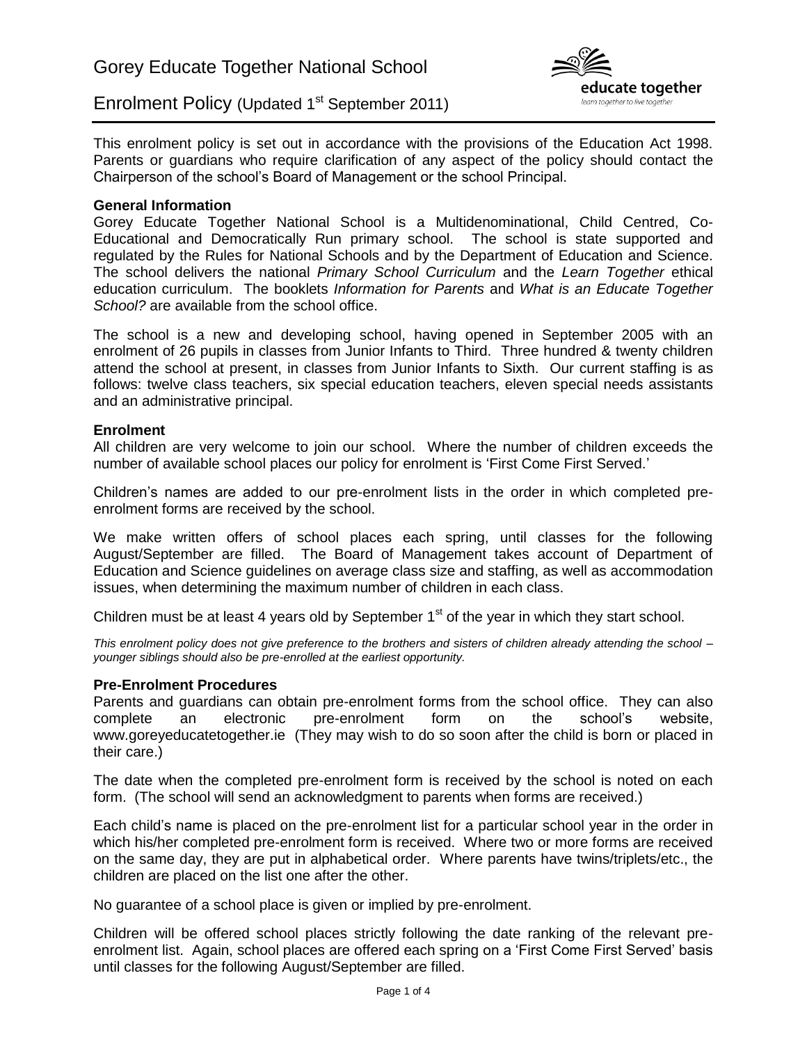# Gorey Educate Together National School

## Enrolment Policy (Updated 1st September 2011)

This enrolment policy is set out in accordance with the provisions of the Education Act 1998. Parents or guardians who require clarification of any aspect of the policy should contact the Chairperson of the school's Board of Management or the school Principal.

### General Information

Gorey Educate Together National School is a Multidenominational, Child Centred, Co-Educational and Democratically Run primary school. The school is state supported and regulated by the Rules for National Schools and by the Department of Education and Science. The school delivers the national *Primary School Curriculum* and the *Learn Together* ethical education curriculum. The booklets *Information for Parents* and *What is an Educate Together School?* are available from the school office.

The school is a new and developing school, having opened in September 2005 with an enrolment of 26 pupils in classes from Junior Infants to Third. Three hundred & twenty children attend the school at present, in classes from Junior Infants to Sixth. Our current staffing is as follows: twelve class teachers, six special education teachers, eleven special needs assistants and an administrative principal.

### Enrolment

All children are very welcome to join our school. Where the number of children exceeds the number of available school places our policy for enrolment is 'First Come First Served.'

Children's names are added to our pre-enrolment lists in the order in which completed pre-enrolment forms are received by the school.

We make written offers of school places each spring, until classes for the following August/September are filled. The Board of Management takes account of Department of Education and Science guidelines on average class size and staffing, as well as accommodation issues, when determining the maximum number of children in each class.

Children must be at least 4 years old by September 1st of the year in which they start school.

*This enrolment policy does not give preference to the brothers and sisters of children already attending the school – younger siblings should also be pre-enrolled at the earliest opportunity.*

### Pre-Enrolment Procedures

Parents and guardians can obtain pre-enrolment forms from the school office. They can also complete an electronic pre-enrolment form on the school's website, www.goreyeducatetogether.ie (They may wish to do so soon after the child is born or placed in their care.)

The date when the completed pre-enrolment form is received by the school is noted on each form. (The school will send an acknowledgment to parents when forms are received.)

Each child's name is placed on the pre-enrolment list for a particular school year in the order in which his/her completed pre-enrolment form is received. Where two or more forms are received on the same day, they are put in alphabetical order. Where parents have twins/triplets/etc., the children are placed on the list one after the other.

No guarantee of a school place is given or implied by pre-enrolment.

Children will be offered school places strictly following the date ranking of the relevant pre-enrolment list. Again, school places are offered each spring on a 'First Come First Served' basis until classes for the following August/September are filled.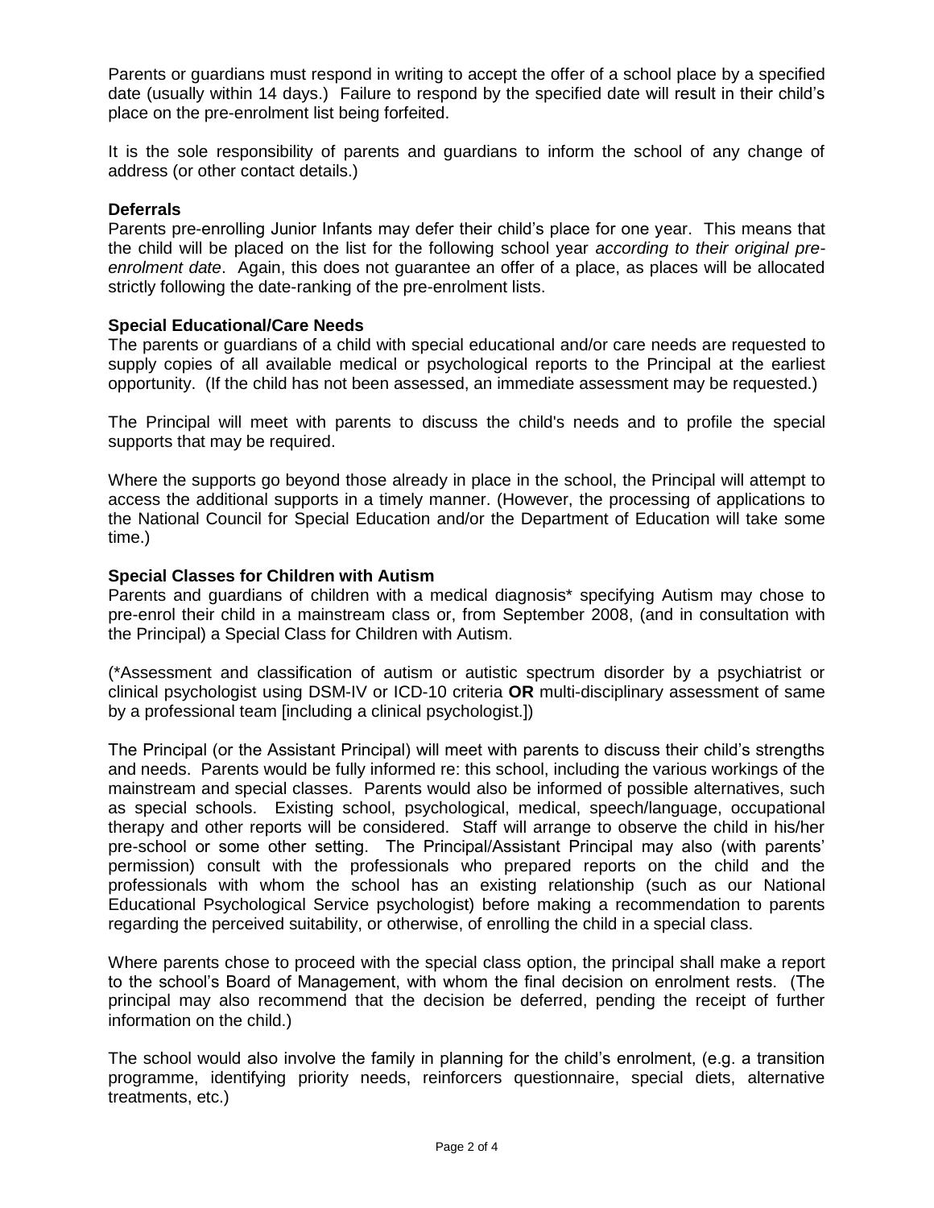Parents or guardians must respond in writing to accept the offer of a school place by a specified date (usually within 14 days.) Failure to respond by the specified date will result in their child's place on the pre-enrolment list being forfeited.

It is the sole responsibility of parents and guardians to inform the school of any change of address (or other contact details.)

**Deferrals**

Parents pre-enrolling Junior Infants may defer their child's place for one year. This means that the child will be placed on the list for the following school year *according to their original pre-enrolment date*. Again, this does not guarantee an offer of a place, as places will be allocated strictly following the date-ranking of the pre-enrolment lists.

**Special Educational/Care Needs**

The parents or guardians of a child with special educational and/or care needs are requested to supply copies of all available medical or psychological reports to the Principal at the earliest opportunity. (If the child has not been assessed, an immediate assessment may be requested.)

The Principal will meet with parents to discuss the child's needs and to profile the special supports that may be required.

Where the supports go beyond those already in place in the school, the Principal will attempt to access the additional supports in a timely manner. (However, the processing of applications to the National Council for Special Education and/or the Department of Education will take some time.)

**Special Classes for Children with Autism**

Parents and guardians of children with a medical diagnosis* specifying Autism may chose to pre-enrol their child in a mainstream class or, from September 2008, (and in consultation with the Principal) a Special Class for Children with Autism.

(*Assessment and classification of autism or autistic spectrum disorder by a psychiatrist or clinical psychologist using DSM-IV or ICD-10 criteria **OR** multi-disciplinary assessment of same by a professional team [including a clinical psychologist.])

The Principal (or the Assistant Principal) will meet with parents to discuss their child's strengths and needs. Parents would be fully informed re: this school, including the various workings of the mainstream and special classes. Parents would also be informed of possible alternatives, such as special schools. Existing school, psychological, medical, speech/language, occupational therapy and other reports will be considered. Staff will arrange to observe the child in his/her pre-school or some other setting. The Principal/Assistant Principal may also (with parents' permission) consult with the professionals who prepared reports on the child and the professionals with whom the school has an existing relationship (such as our National Educational Psychological Service psychologist) before making a recommendation to parents regarding the perceived suitability, or otherwise, of enrolling the child in a special class.

Where parents chose to proceed with the special class option, the principal shall make a report to the school's Board of Management, with whom the final decision on enrolment rests. (The principal may also recommend that the decision be deferred, pending the receipt of further information on the child.)

The school would also involve the family in planning for the child's enrolment, (e.g. a transition programme, identifying priority needs, reinforcers questionnaire, special diets, alternative treatments, etc.)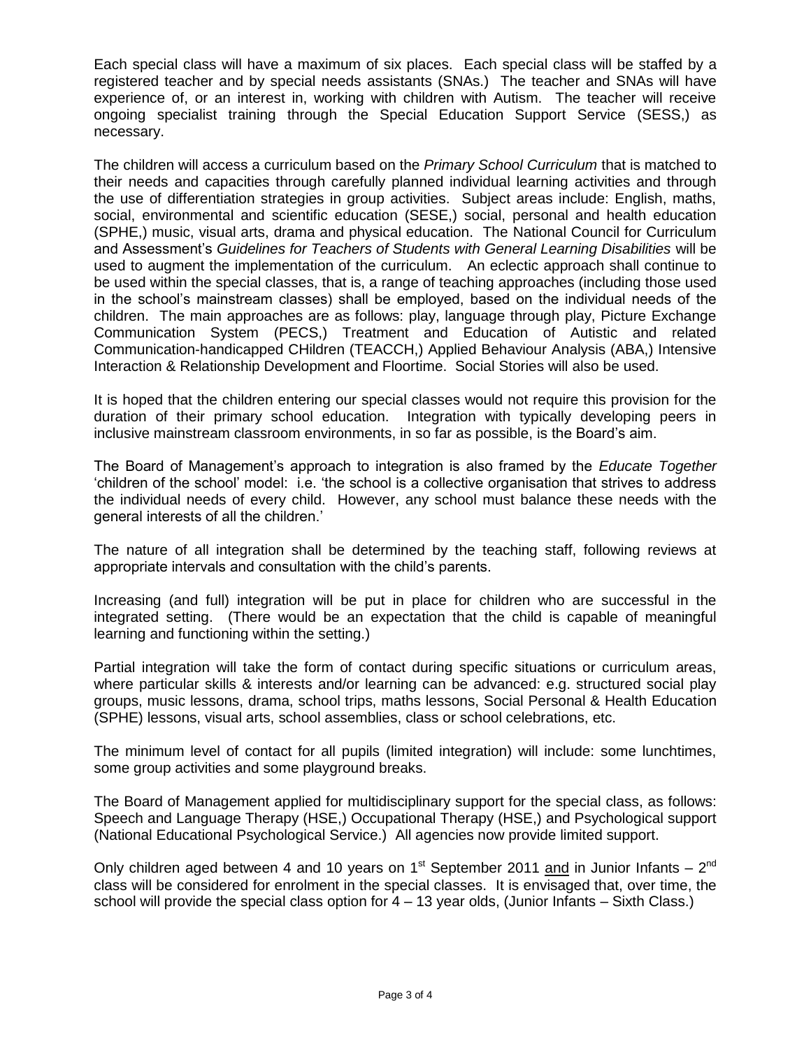Each special class will have a maximum of six places. Each special class will be staffed by a registered teacher and by special needs assistants (SNAs.) The teacher and SNAs will have experience of, or an interest in, working with children with Autism. The teacher will receive ongoing specialist training through the Special Education Support Service (SESS,) as necessary.

The children will access a curriculum based on the *Primary School Curriculum* that is matched to their needs and capacities through carefully planned individual learning activities and through the use of differentiation strategies in group activities. Subject areas include: English, maths, social, environmental and scientific education (SESE,) social, personal and health education (SPHE,) music, visual arts, drama and physical education. The National Council for Curriculum and Assessment's *Guidelines for Teachers of Students with General Learning Disabilities* will be used to augment the implementation of the curriculum. An eclectic approach shall continue to be used within the special classes, that is, a range of teaching approaches (including those used in the school's mainstream classes) shall be employed, based on the individual needs of the children. The main approaches are as follows: play, language through play, Picture Exchange Communication System (PECS,) Treatment and Education of Autistic and related Communication-handicapped CHildren (TEACCH,) Applied Behaviour Analysis (ABA,) Intensive Interaction & Relationship Development and Floortime. Social Stories will also be used.

It is hoped that the children entering our special classes would not require this provision for the duration of their primary school education. Integration with typically developing peers in inclusive mainstream classroom environments, in so far as possible, is the Board's aim.

The Board of Management's approach to integration is also framed by the *Educate Together* 'children of the school' model: i.e. 'the school is a collective organisation that strives to address the individual needs of every child. However, any school must balance these needs with the general interests of all the children.'

The nature of all integration shall be determined by the teaching staff, following reviews at appropriate intervals and consultation with the child's parents.

Increasing (and full) integration will be put in place for children who are successful in the integrated setting. (There would be an expectation that the child is capable of meaningful learning and functioning within the setting.)

Partial integration will take the form of contact during specific situations or curriculum areas, where particular skills & interests and/or learning can be advanced: e.g. structured social play groups, music lessons, drama, school trips, maths lessons, Social Personal & Health Education (SPHE) lessons, visual arts, school assemblies, class or school celebrations, etc.

The minimum level of contact for all pupils (limited integration) will include: some lunchtimes, some group activities and some playground breaks.

The Board of Management applied for multidisciplinary support for the special class, as follows: Speech and Language Therapy (HSE,) Occupational Therapy (HSE,) and Psychological support (National Educational Psychological Service.) All agencies now provide limited support.

Only children aged between 4 and 10 years on 1st September 2011 <u>and</u> in Junior Infants – 2nd class will be considered for enrolment in the special classes. It is envisaged that, over time, the school will provide the special class option for 4 – 13 year olds, (Junior Infants – Sixth Class.)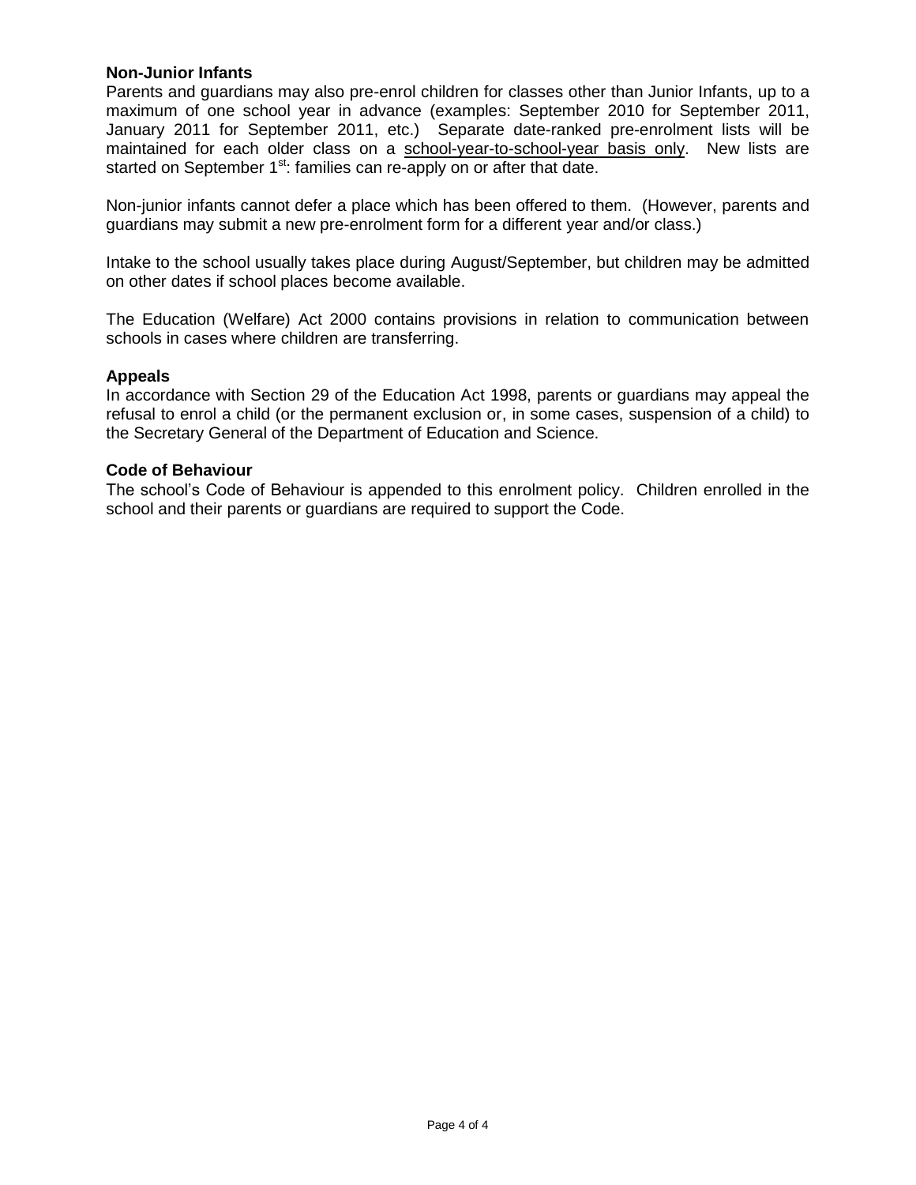**Non-Junior Infants**

Parents and guardians may also pre-enrol children for classes other than Junior Infants, up to a maximum of one school year in advance (examples: September 2010 for September 2011, January 2011 for September 2011, etc.) Separate date-ranked pre-enrolment lists will be maintained for each older class on a school-year-to-school-year basis only. New lists are started on September 1st: families can re-apply on or after that date.

Non-junior infants cannot defer a place which has been offered to them. (However, parents and guardians may submit a new pre-enrolment form for a different year and/or class.)

Intake to the school usually takes place during August/September, but children may be admitted on other dates if school places become available.

The Education (Welfare) Act 2000 contains provisions in relation to communication between schools in cases where children are transferring.

**Appeals**

In accordance with Section 29 of the Education Act 1998, parents or guardians may appeal the refusal to enrol a child (or the permanent exclusion or, in some cases, suspension of a child) to the Secretary General of the Department of Education and Science.

**Code of Behaviour**

The school's Code of Behaviour is appended to this enrolment policy. Children enrolled in the school and their parents or guardians are required to support the Code.